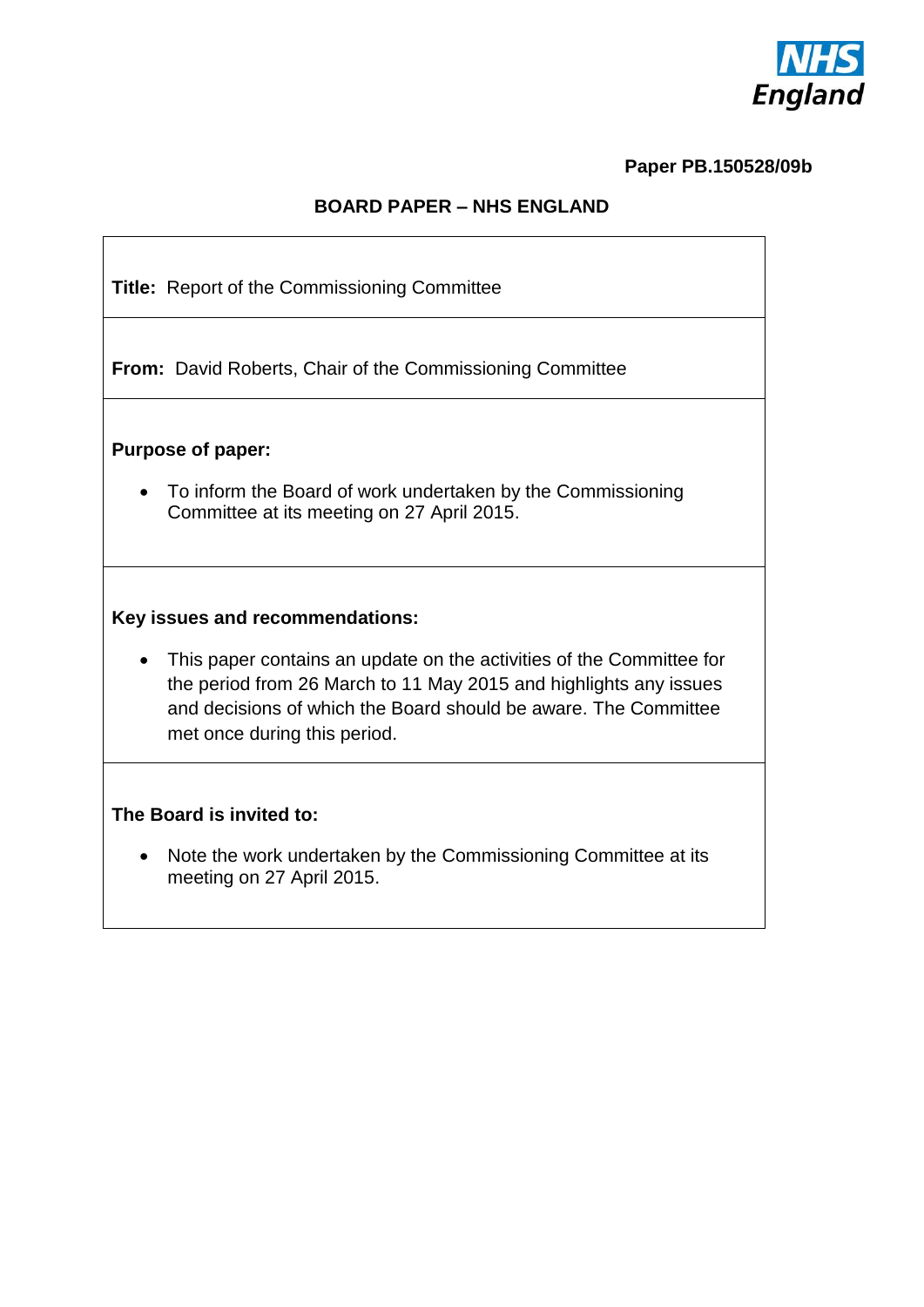NHS England

**Paper PB.150528/09b**

**BOARD PAPER – NHS ENGLAND**

**Title:** Report of the Commissioning Committee

**From:** David Roberts, Chair of the Commissioning Committee

**Purpose of paper:**

- To inform the Board of work undertaken by the Commissioning Committee at its meeting on 27 April 2015.

**Key issues and recommendations:**

- This paper contains an update on the activities of the Committee for the period from 26 March to 11 May 2015 and highlights any issues and decisions of which the Board should be aware. The Committee met once during this period.

**The Board is invited to:**

- Note the work undertaken by the Commissioning Committee at its meeting on 27 April 2015.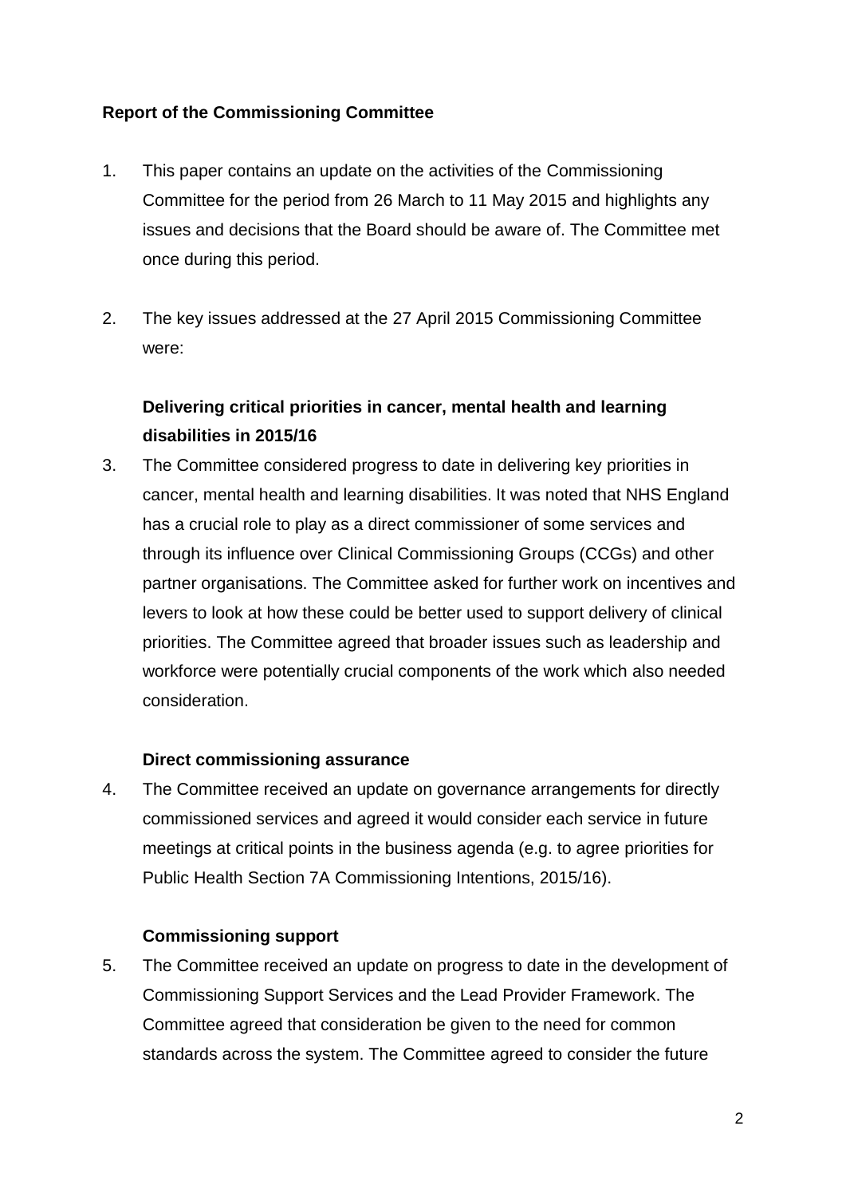**Report of the Commissioning Committee**

1. This paper contains an update on the activities of the Commissioning Committee for the period from 26 March to 11 May 2015 and highlights any issues and decisions that the Board should be aware of. The Committee met once during this period.

2. The key issues addressed at the 27 April 2015 Commissioning Committee were:

**Delivering critical priorities in cancer, mental health and learning disabilities in 2015/16**

3. The Committee considered progress to date in delivering key priorities in cancer, mental health and learning disabilities. It was noted that NHS England has a crucial role to play as a direct commissioner of some services and through its influence over Clinical Commissioning Groups (CCGs) and other partner organisations. The Committee asked for further work on incentives and levers to look at how these could be better used to support delivery of clinical priorities. The Committee agreed that broader issues such as leadership and workforce were potentially crucial components of the work which also needed consideration.

**Direct commissioning assurance**

4. The Committee received an update on governance arrangements for directly commissioned services and agreed it would consider each service in future meetings at critical points in the business agenda (e.g. to agree priorities for Public Health Section 7A Commissioning Intentions, 2015/16).

**Commissioning support**

5. The Committee received an update on progress to date in the development of Commissioning Support Services and the Lead Provider Framework. The Committee agreed that consideration be given to the need for common standards across the system. The Committee agreed to consider the future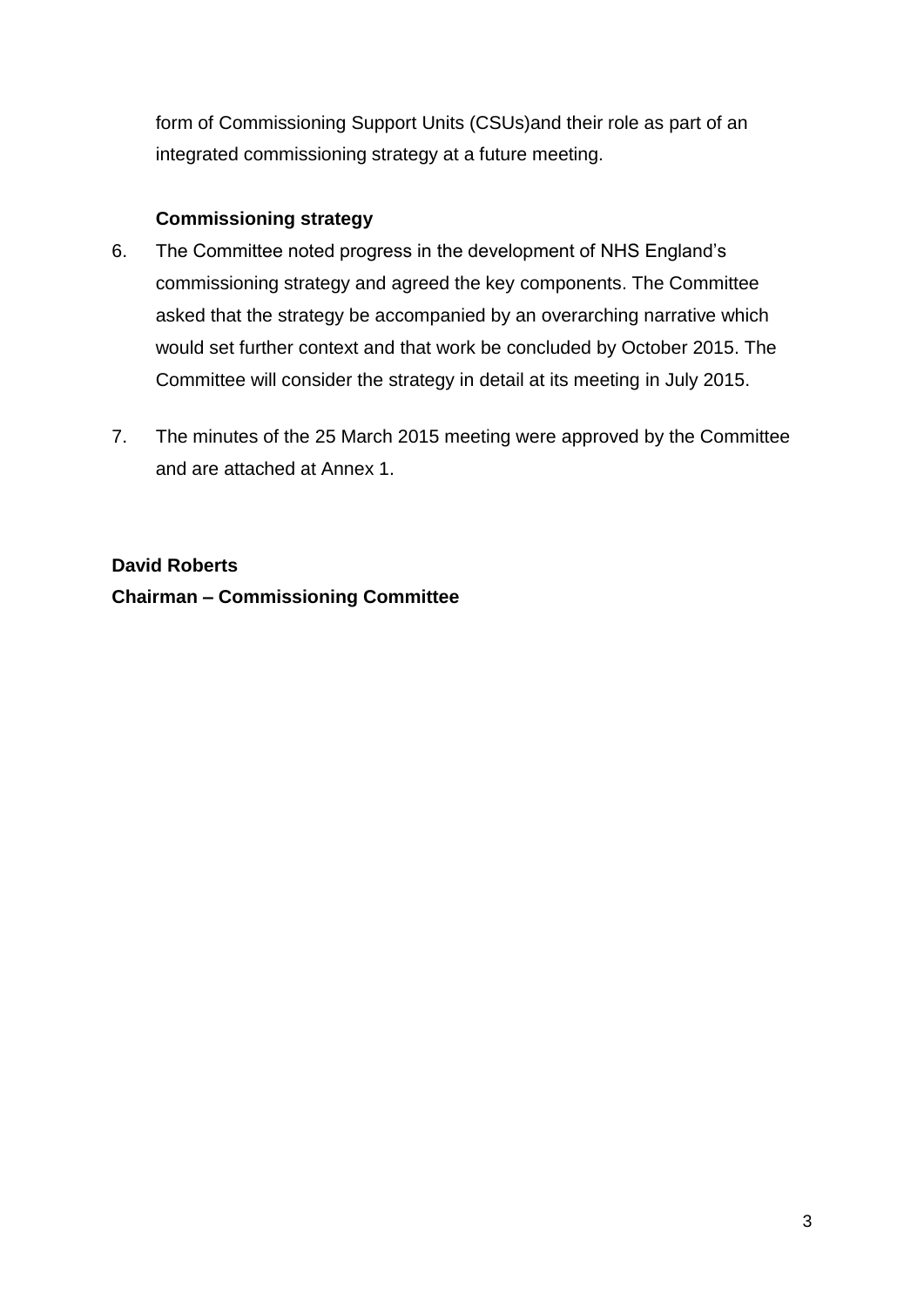form of Commissioning Support Units (CSUs)and their role as part of an integrated commissioning strategy at a future meeting.

**Commissioning strategy**

6. The Committee noted progress in the development of NHS England's commissioning strategy and agreed the key components. The Committee asked that the strategy be accompanied by an overarching narrative which would set further context and that work be concluded by October 2015. The Committee will consider the strategy in detail at its meeting in July 2015.

7. The minutes of the 25 March 2015 meeting were approved by the Committee and are attached at Annex 1.

**David Roberts**
**Chairman – Commissioning Committee**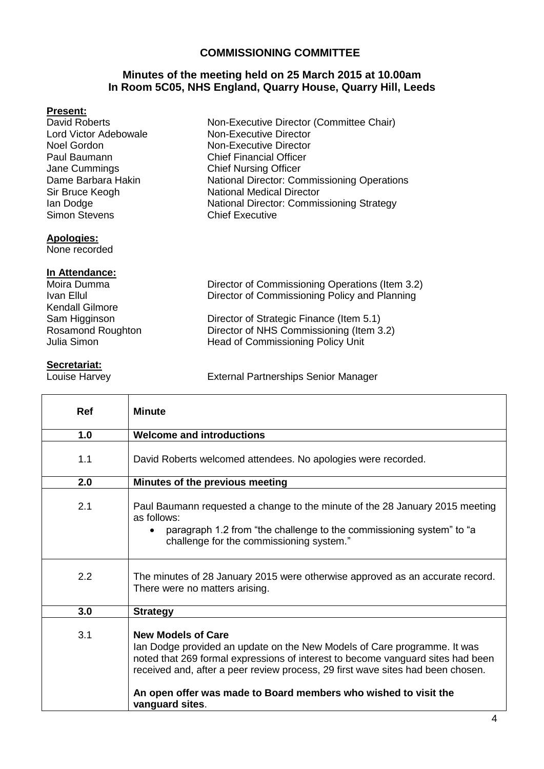## COMMISSIONING COMMITTEE

### Minutes of the meeting held on 25 March 2015 at 10.00am
### In Room 5C05, NHS England, Quarry House, Quarry Hill, Leeds

**Present:**

| | |
|---|---|
| David Roberts | Non-Executive Director (Committee Chair) |
| Lord Victor Adebowale | Non-Executive Director |
| Noel Gordon | Non-Executive Director |
| Paul Baumann | Chief Financial Officer |
| Jane Cummings | Chief Nursing Officer |
| Dame Barbara Hakin | National Director: Commissioning Operations |
| Sir Bruce Keogh | National Medical Director |
| Ian Dodge | National Director: Commissioning Strategy |
| Simon Stevens | Chief Executive |

**Apologies:**

None recorded

**In Attendance:**

| | |
|---|---|
| Moira Dumma | Director of Commissioning Operations (Item 3.2) |
| Ivan Ellul | Director of Commissioning Policy and Planning |
| Kendall Gilmore | |
| Sam Higginson | Director of Strategic Finance (Item 5.1) |
| Rosamond Roughton | Director of NHS Commissioning (Item 3.2) |
| Julia Simon | Head of Commissioning Policy Unit |

**Secretariat:**

| | |
|---|---|
| Louise Harvey | External Partnerships Senior Manager |

| Ref | Minute |
|---|---|
| **1.0** | **Welcome and introductions** |
| 1.1 | David Roberts welcomed attendees. No apologies were recorded. |
| **2.0** | **Minutes of the previous meeting** |
| 2.1 | Paul Baumann requested a change to the minute of the 28 January 2015 meeting as follows:<br>• paragraph 1.2 from "the challenge to the commissioning system" to "a challenge for the commissioning system." |
| 2.2 | The minutes of 28 January 2015 were otherwise approved as an accurate record. There were no matters arising. |
| **3.0** | **Strategy** |
| 3.1 | **New Models of Care**<br>Ian Dodge provided an update on the New Models of Care programme. It was noted that 269 formal expressions of interest to become vanguard sites had been received and, after a peer review process, 29 first wave sites had been chosen.<br><br>**An open offer was made to Board members who wished to visit the vanguard sites**. |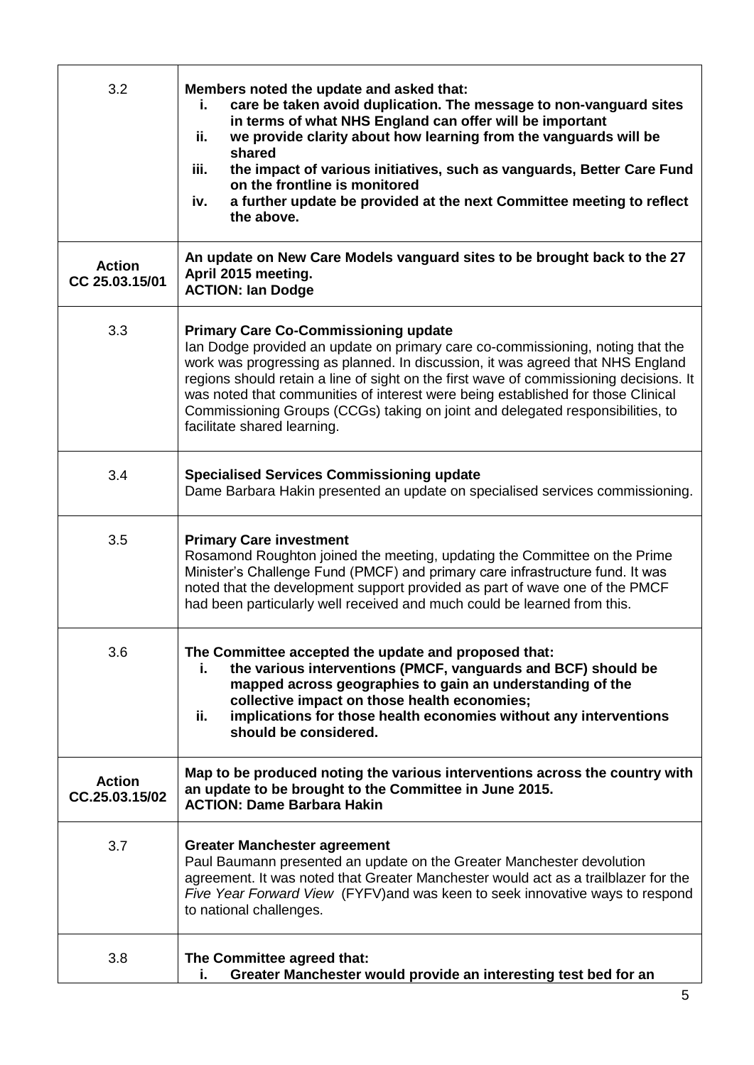| | |
|---|---|
| 3.2 | **Members noted the update and asked that:**<br>**i. care be taken avoid duplication. The message to non-vanguard sites in terms of what NHS England can offer will be important**<br>**ii. we provide clarity about how learning from the vanguards will be shared**<br>**iii. the impact of various initiatives, such as vanguards, Better Care Fund on the frontline is monitored**<br>**iv. a further update be provided at the next Committee meeting to reflect the above.** |
| **Action CC 25.03.15/01** | **An update on New Care Models vanguard sites to be brought back to the 27 April 2015 meeting.**<br>**ACTION: Ian Dodge** |
| 3.3 | **Primary Care Co-Commissioning update**<br>Ian Dodge provided an update on primary care co-commissioning, noting that the work was progressing as planned. In discussion, it was agreed that NHS England regions should retain a line of sight on the first wave of commissioning decisions. It was noted that communities of interest were being established for those Clinical Commissioning Groups (CCGs) taking on joint and delegated responsibilities, to facilitate shared learning. |
| 3.4 | **Specialised Services Commissioning update**<br>Dame Barbara Hakin presented an update on specialised services commissioning. |
| 3.5 | **Primary Care investment**<br>Rosamond Roughton joined the meeting, updating the Committee on the Prime Minister's Challenge Fund (PMCF) and primary care infrastructure fund. It was noted that the development support provided as part of wave one of the PMCF had been particularly well received and much could be learned from this. |
| 3.6 | **The Committee accepted the update and proposed that:**<br>**i. the various interventions (PMCF, vanguards and BCF) should be mapped across geographies to gain an understanding of the collective impact on those health economies;**<br>**ii. implications for those health economies without any interventions should be considered.** |
| **Action CC.25.03.15/02** | **Map to be produced noting the various interventions across the country with an update to be brought to the Committee in June 2015.**<br>**ACTION: Dame Barbara Hakin** |
| 3.7 | **Greater Manchester agreement**<br>Paul Baumann presented an update on the Greater Manchester devolution agreement. It was noted that Greater Manchester would act as a trailblazer for the *Five Year Forward View* (FYFV)and was keen to seek innovative ways to respond to national challenges. |
| 3.8 | **The Committee agreed that:**<br>**i. Greater Manchester would provide an interesting test bed for an** |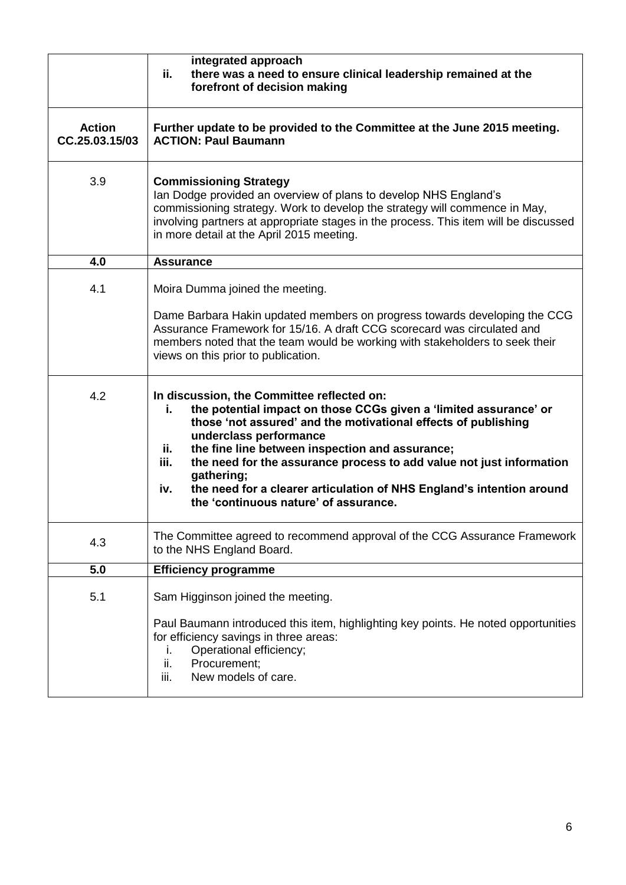| | |
|---|---|
| | **integrated approach**<br>**ii. there was a need to ensure clinical leadership remained at the forefront of decision making** |
| **Action CC.25.03.15/03** | **Further update to be provided to the Committee at the June 2015 meeting.**<br>**ACTION: Paul Baumann** |
| 3.9 | **Commissioning Strategy**<br>Ian Dodge provided an overview of plans to develop NHS England's commissioning strategy. Work to develop the strategy will commence in May, involving partners at appropriate stages in the process. This item will be discussed in more detail at the April 2015 meeting. |
| **4.0** | **Assurance** |
| 4.1 | Moira Dumma joined the meeting.<br><br>Dame Barbara Hakin updated members on progress towards developing the CCG Assurance Framework for 15/16. A draft CCG scorecard was circulated and members noted that the team would be working with stakeholders to seek their views on this prior to publication. |
| 4.2 | **In discussion, the Committee reflected on:**<br>**i. the potential impact on those CCGs given a 'limited assurance' or those 'not assured' and the motivational effects of publishing underclass performance**<br>**ii. the fine line between inspection and assurance;**<br>**iii. the need for the assurance process to add value not just information gathering;**<br>**iv. the need for a clearer articulation of NHS England's intention around the 'continuous nature' of assurance.** |
| 4.3 | The Committee agreed to recommend approval of the CCG Assurance Framework to the NHS England Board. |
| **5.0** | **Efficiency programme** |
| 5.1 | Sam Higginson joined the meeting.<br><br>Paul Baumann introduced this item, highlighting key points. He noted opportunities for efficiency savings in three areas:<br>i. Operational efficiency;<br>ii. Procurement;<br>iii. New models of care. |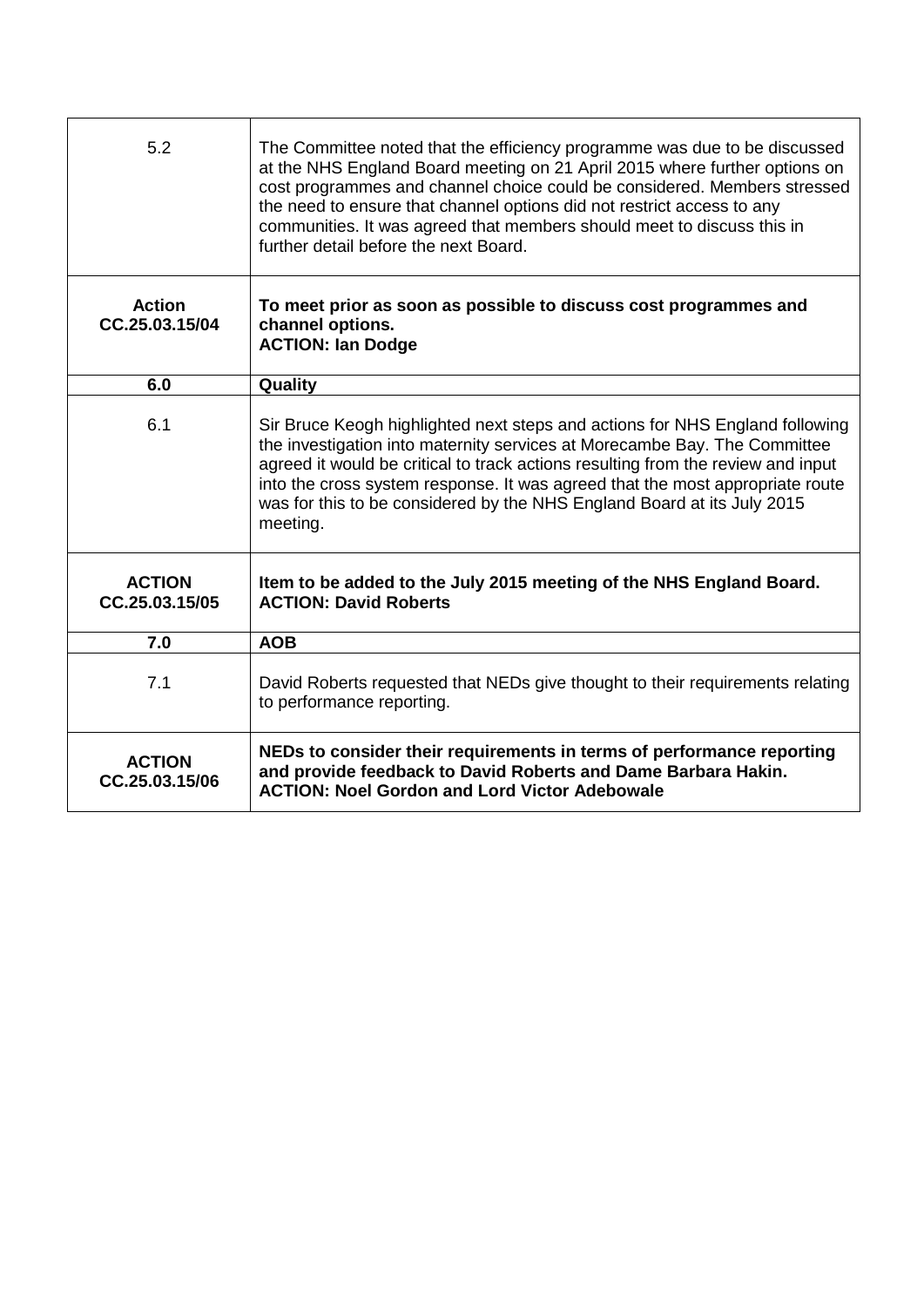| | |
|---|---|
| 5.2 | The Committee noted that the efficiency programme was due to be discussed at the NHS England Board meeting on 21 April 2015 where further options on cost programmes and channel choice could be considered. Members stressed the need to ensure that channel options did not restrict access to any communities. It was agreed that members should meet to discuss this in further detail before the next Board. |
| **Action CC.25.03.15/04** | **To meet prior as soon as possible to discuss cost programmes and channel options.**<br>**ACTION: Ian Dodge** |
| **6.0** | **Quality** |
| 6.1 | Sir Bruce Keogh highlighted next steps and actions for NHS England following the investigation into maternity services at Morecambe Bay. The Committee agreed it would be critical to track actions resulting from the review and input into the cross system response. It was agreed that the most appropriate route was for this to be considered by the NHS England Board at its July 2015 meeting. |
| **ACTION CC.25.03.15/05** | **Item to be added to the July 2015 meeting of the NHS England Board.**<br>**ACTION: David Roberts** |
| **7.0** | **AOB** |
| 7.1 | David Roberts requested that NEDs give thought to their requirements relating to performance reporting. |
| **ACTION CC.25.03.15/06** | **NEDs to consider their requirements in terms of performance reporting and provide feedback to David Roberts and Dame Barbara Hakin.**<br>**ACTION: Noel Gordon and Lord Victor Adebowale** |